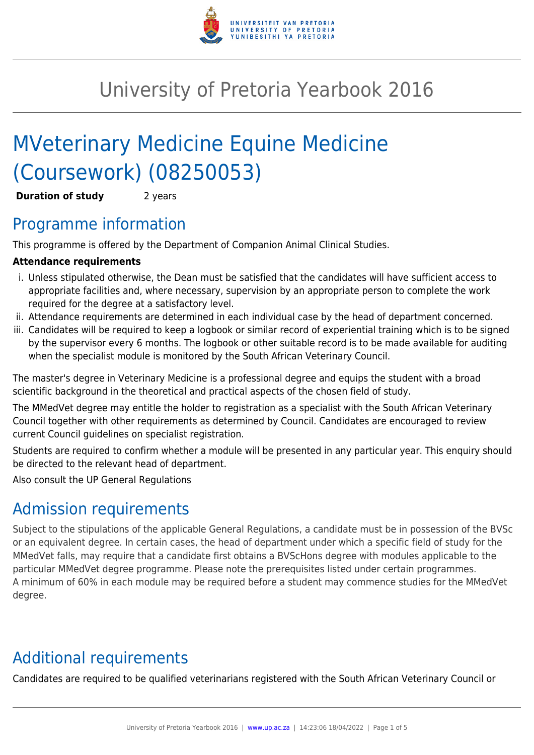# University of Pretoria Yearbook 2016

# MVeterinary Medicine Equine Medicine (Coursework) (08250053)

**Duration of study** 2 years

## Programme information

This programme is offered by the Department of Companion Animal Clinical Studies.

**Attendance requirements**

i. Unless stipulated otherwise, the Dean must be satisfied that the candidates will have sufficient access to appropriate facilities and, where necessary, supervision by an appropriate person to complete the work required for the degree at a satisfactory level.
ii. Attendance requirements are determined in each individual case by the head of department concerned.
iii. Candidates will be required to keep a logbook or similar record of experiential training which is to be signed by the supervisor every 6 months. The logbook or other suitable record is to be made available for auditing when the specialist module is monitored by the South African Veterinary Council.

The master's degree in Veterinary Medicine is a professional degree and equips the student with a broad scientific background in the theoretical and practical aspects of the chosen field of study.

The MMedVet degree may entitle the holder to registration as a specialist with the South African Veterinary Council together with other requirements as determined by Council. Candidates are encouraged to review current Council guidelines on specialist registration.

Students are required to confirm whether a module will be presented in any particular year. This enquiry should be directed to the relevant head of department.

Also consult the UP General Regulations

## Admission requirements

Subject to the stipulations of the applicable General Regulations, a candidate must be in possession of the BVSc or an equivalent degree. In certain cases, the head of department under which a specific field of study for the MMedVet falls, may require that a candidate first obtains a BVScHons degree with modules applicable to the particular MMedVet degree programme. Please note the prerequisites listed under certain programmes.
A minimum of 60% in each module may be required before a student may commence studies for the MMedVet degree.

## Additional requirements

Candidates are required to be qualified veterinarians registered with the South African Veterinary Council or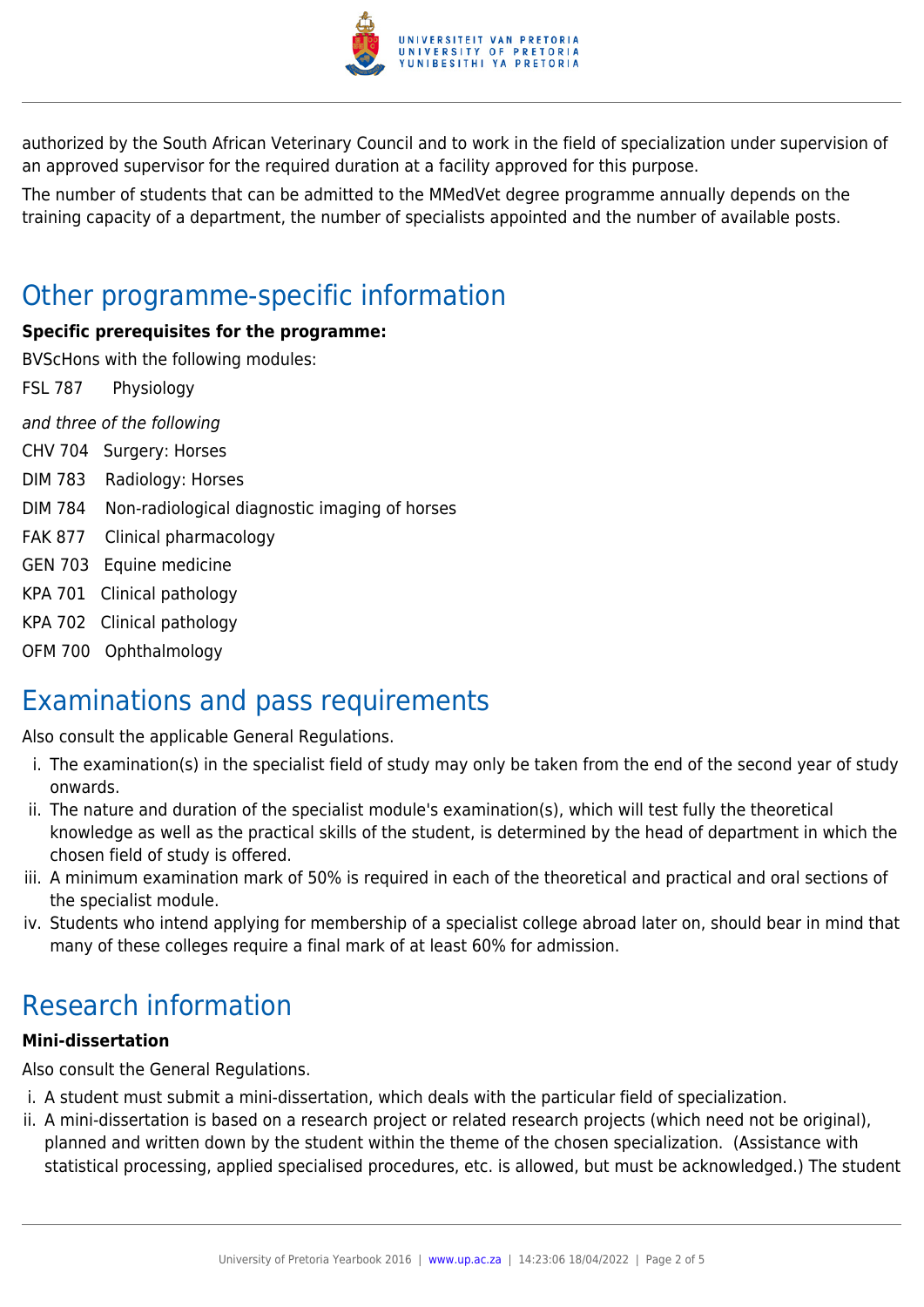authorized by the South African Veterinary Council and to work in the field of specialization under supervision of an approved supervisor for the required duration at a facility approved for this purpose.

The number of students that can be admitted to the MMedVet degree programme annually depends on the training capacity of a department, the number of specialists appointed and the number of available posts.

## Other programme-specific information

**Specific prerequisites for the programme:**

BVScHons with the following modules:

FSL 787 Physiology

*and three of the following*

CHV 704 Surgery: Horses
DIM 783 Radiology: Horses
DIM 784 Non-radiological diagnostic imaging of horses
FAK 877 Clinical pharmacology
GEN 703 Equine medicine
KPA 701 Clinical pathology
KPA 702 Clinical pathology
OFM 700 Ophthalmology

## Examinations and pass requirements

Also consult the applicable General Regulations.

i. The examination(s) in the specialist field of study may only be taken from the end of the second year of study onwards.
ii. The nature and duration of the specialist module's examination(s), which will test fully the theoretical knowledge as well as the practical skills of the student, is determined by the head of department in which the chosen field of study is offered.
iii. A minimum examination mark of 50% is required in each of the theoretical and practical and oral sections of the specialist module.
iv. Students who intend applying for membership of a specialist college abroad later on, should bear in mind that many of these colleges require a final mark of at least 60% for admission.

## Research information

**Mini-dissertation**

Also consult the General Regulations.

i. A student must submit a mini-dissertation, which deals with the particular field of specialization.
ii. A mini-dissertation is based on a research project or related research projects (which need not be original), planned and written down by the student within the theme of the chosen specialization. (Assistance with statistical processing, applied specialised procedures, etc. is allowed, but must be acknowledged.) The student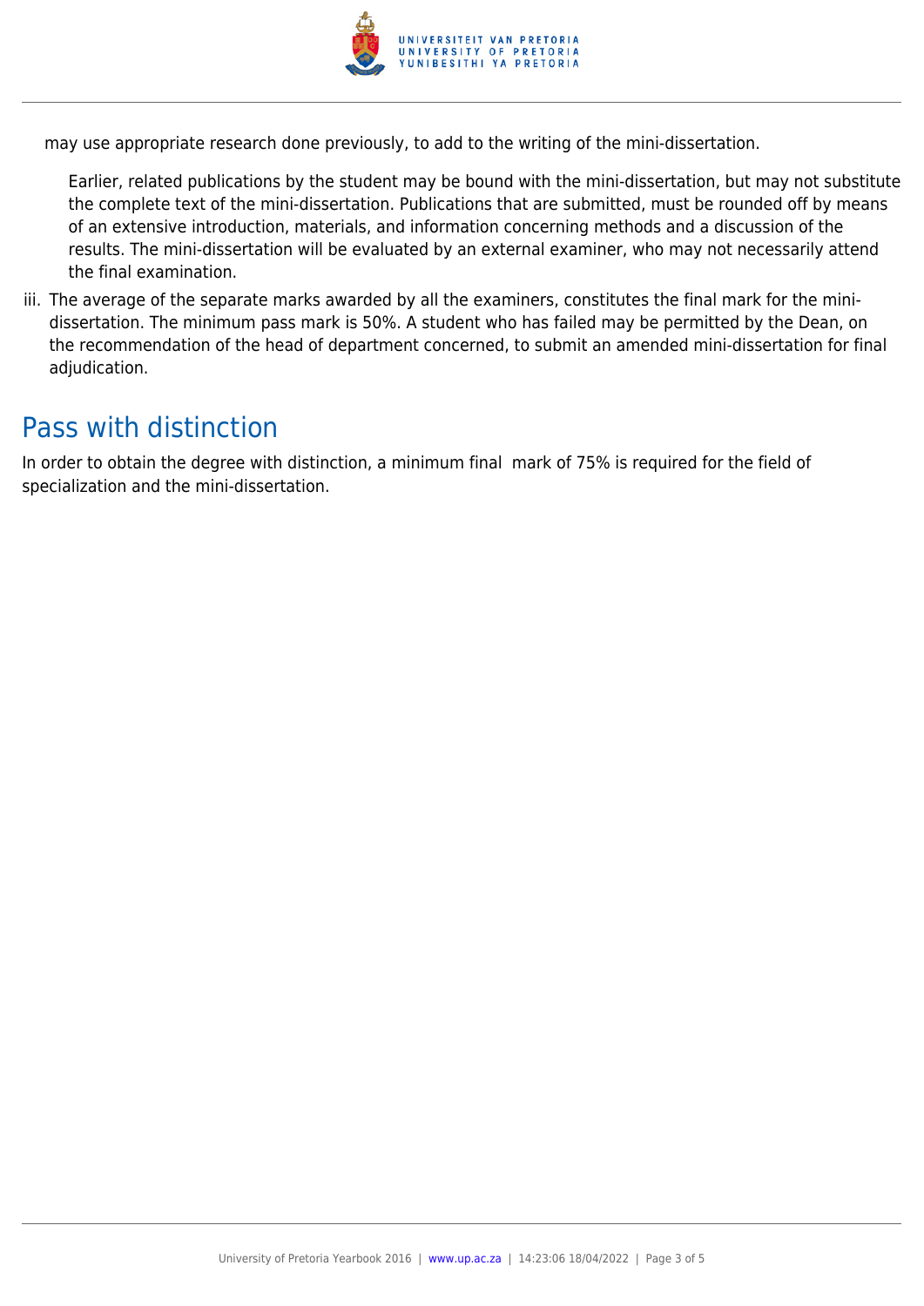may use appropriate research done previously, to add to the writing of the mini-dissertation.

Earlier, related publications by the student may be bound with the mini-dissertation, but may not substitute the complete text of the mini-dissertation. Publications that are submitted, must be rounded off by means of an extensive introduction, materials, and information concerning methods and a discussion of the results. The mini-dissertation will be evaluated by an external examiner, who may not necessarily attend the final examination.

iii. The average of the separate marks awarded by all the examiners, constitutes the final mark for the mini-dissertation. The minimum pass mark is 50%. A student who has failed may be permitted by the Dean, on the recommendation of the head of department concerned, to submit an amended mini-dissertation for final adjudication.

## Pass with distinction

In order to obtain the degree with distinction, a minimum final mark of 75% is required for the field of specialization and the mini-dissertation.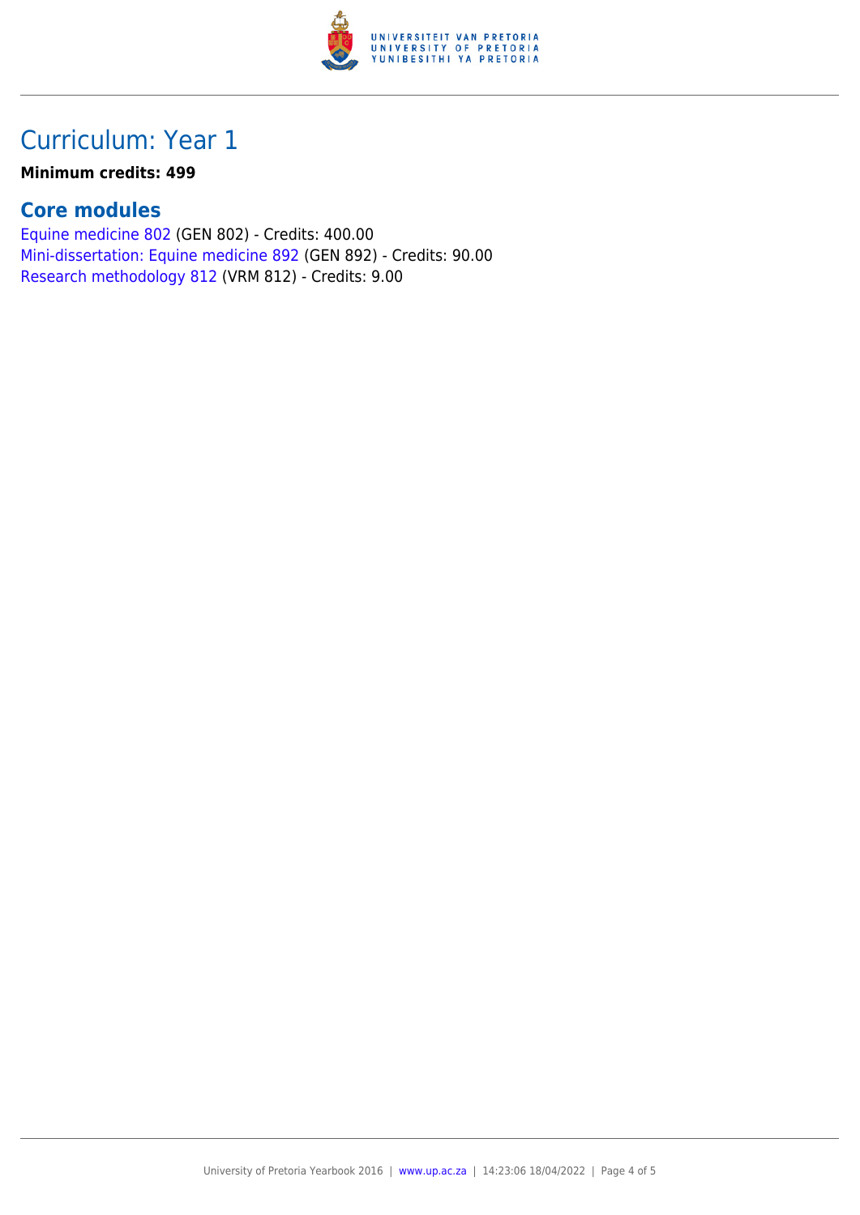# Curriculum: Year 1

**Minimum credits: 499**

## Core modules

Equine medicine 802 (GEN 802) - Credits: 400.00
Mini-dissertation: Equine medicine 892 (GEN 892) - Credits: 90.00
Research methodology 812 (VRM 812) - Credits: 9.00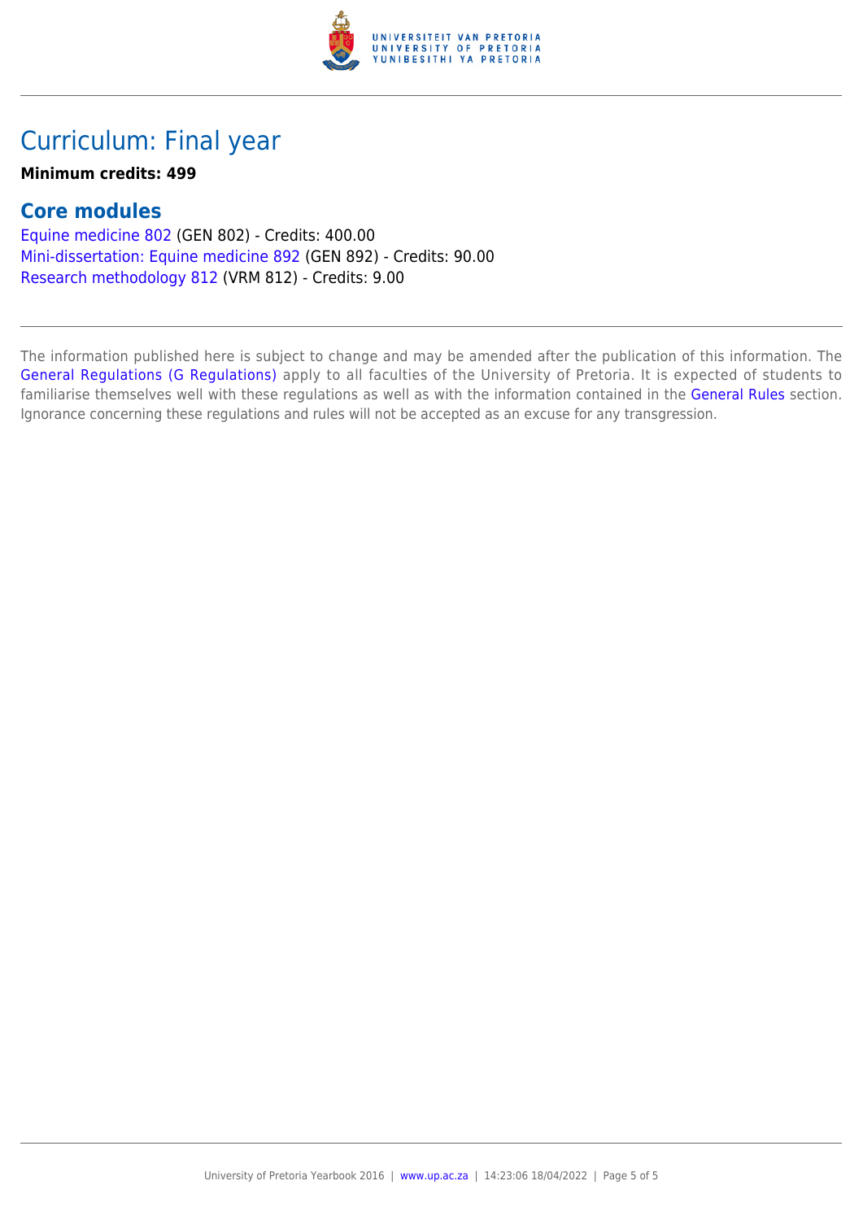# Curriculum: Final year

**Minimum credits: 499**

## Core modules

Equine medicine 802 (GEN 802) - Credits: 400.00
Mini-dissertation: Equine medicine 892 (GEN 892) - Credits: 90.00
Research methodology 812 (VRM 812) - Credits: 9.00

---

The information published here is subject to change and may be amended after the publication of this information. The General Regulations (G Regulations) apply to all faculties of the University of Pretoria. It is expected of students to familiarise themselves well with these regulations as well as with the information contained in the General Rules section. Ignorance concerning these regulations and rules will not be accepted as an excuse for any transgression.